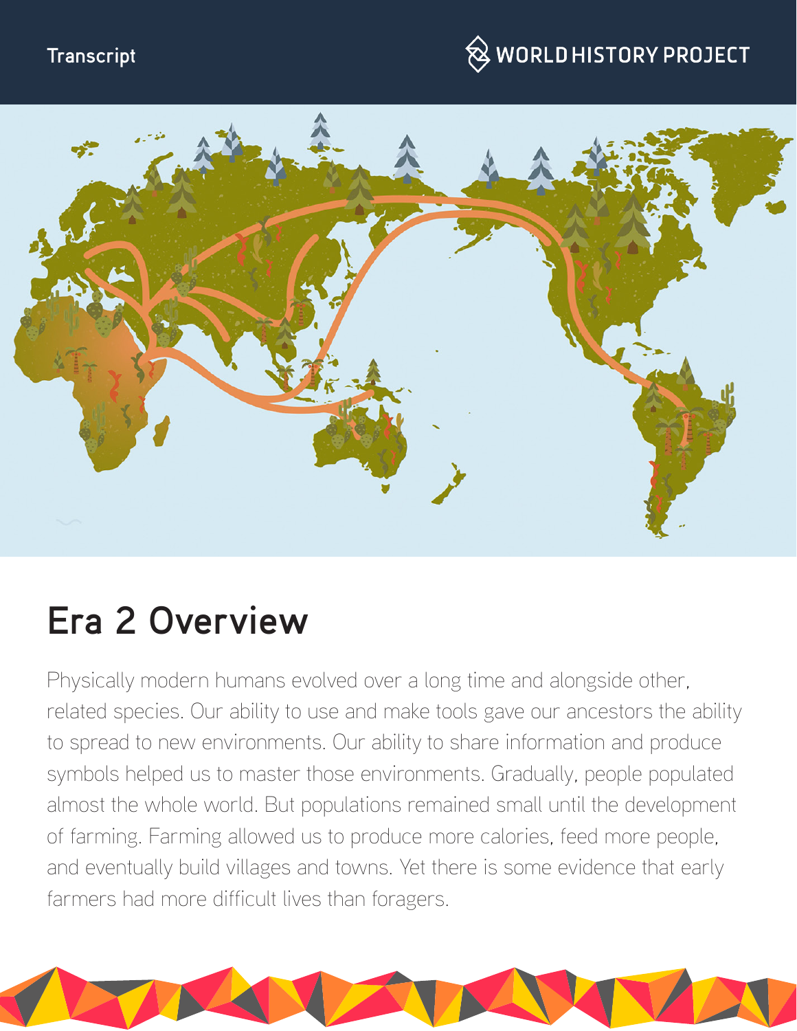Transcript

# Era 2 Overview

Physically modern humans evolved over a long time and alongside other, related species. Our ability to use and make tools gave our ancestors the ability to spread to new environments. Our ability to share information and produce symbols helped us to master those environments. Gradually, people populated almost the whole world. But populations remained small until the development of farming. Farming allowed us to produce more calories, feed more people, and eventually build villages and towns. Yet there is some evidence that early farmers had more difficult lives than foragers.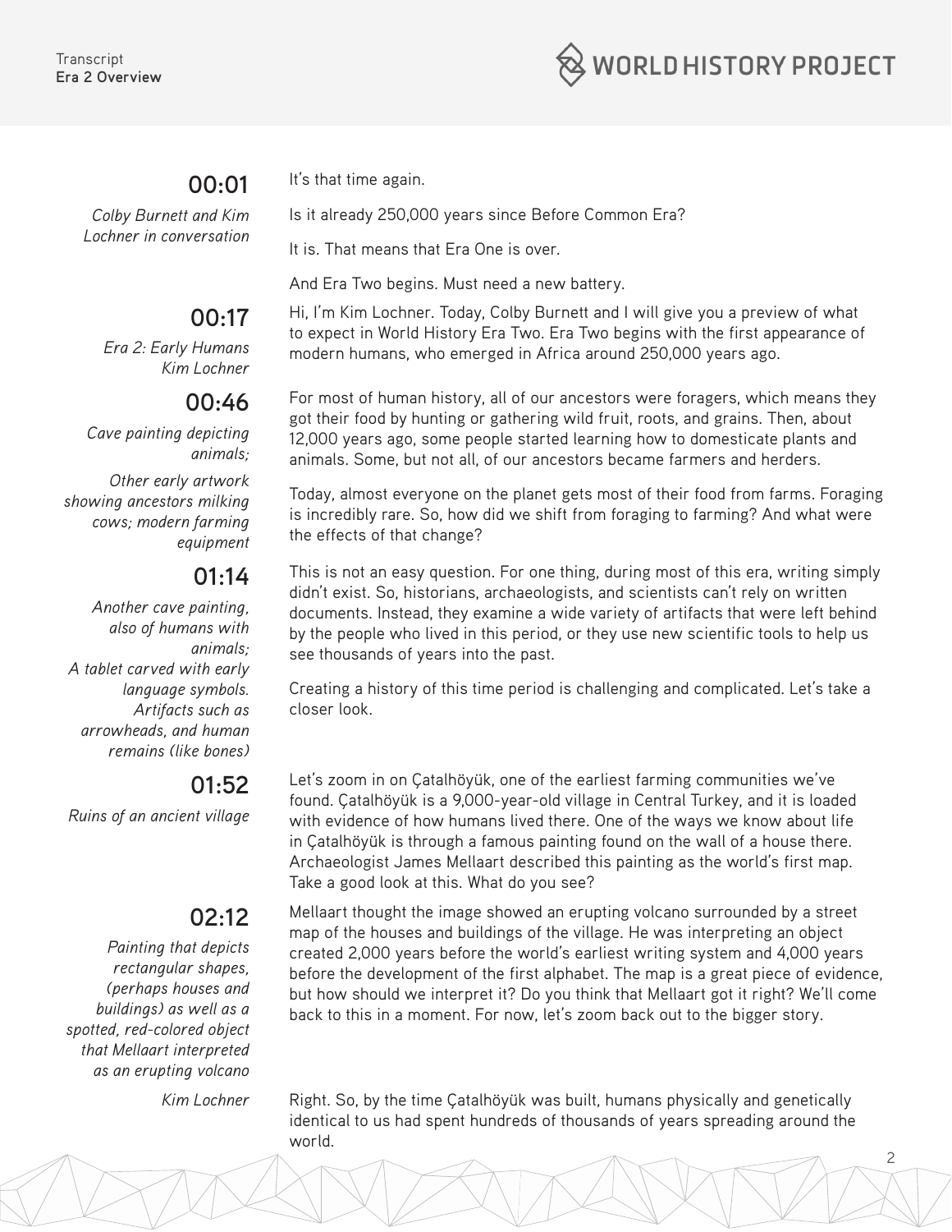**00:01**

*Colby Burnett and Kim Lochner in conversation*

It's that time again.

Is it already 250,000 years since Before Common Era?

It is. That means that Era One is over.

And Era Two begins. Must need a new battery.

**00:17**

*Era 2: Early Humans Kim Lochner*

Hi, I'm Kim Lochner. Today, Colby Burnett and I will give you a preview of what to expect in World History Era Two. Era Two begins with the first appearance of modern humans, who emerged in Africa around 250,000 years ago.

**00:46**

*Cave painting depicting animals;*

*Other early artwork showing ancestors milking cows; modern farming equipment*

For most of human history, all of our ancestors were foragers, which means they got their food by hunting or gathering wild fruit, roots, and grains. Then, about 12,000 years ago, some people started learning how to domesticate plants and animals. Some, but not all, of our ancestors became farmers and herders.

Today, almost everyone on the planet gets most of their food from farms. Foraging is incredibly rare. So, how did we shift from foraging to farming? And what were the effects of that change?

**01:14**

*Another cave painting, also of humans with animals;*
*A tablet carved with early language symbols. Artifacts such as arrowheads, and human remains (like bones)*

This is not an easy question. For one thing, during most of this era, writing simply didn't exist. So, historians, archaeologists, and scientists can't rely on written documents. Instead, they examine a wide variety of artifacts that were left behind by the people who lived in this period, or they use new scientific tools to help us see thousands of years into the past.

Creating a history of this time period is challenging and complicated. Let's take a closer look.

**01:52**

*Ruins of an ancient village*

Let's zoom in on Çatalhöyük, one of the earliest farming communities we've found. Çatalhöyük is a 9,000-year-old village in Central Turkey, and it is loaded with evidence of how humans lived there. One of the ways we know about life in Çatalhöyük is through a famous painting found on the wall of a house there. Archaeologist James Mellaart described this painting as the world's first map. Take a good look at this. What do you see?

**02:12**

*Painting that depicts rectangular shapes, (perhaps houses and buildings) as well as a spotted, red-colored object that Mellaart interpreted as an erupting volcano*

Mellaart thought the image showed an erupting volcano surrounded by a street map of the houses and buildings of the village. He was interpreting an object created 2,000 years before the world's earliest writing system and 4,000 years before the development of the first alphabet. The map is a great piece of evidence, but how should we interpret it? Do you think that Mellaart got it right? We'll come back to this in a moment. For now, let's zoom back out to the bigger story.

*Kim Lochner*

Right. So, by the time Çatalhöyük was built, humans physically and genetically identical to us had spent hundreds of thousands of years spreading around the world.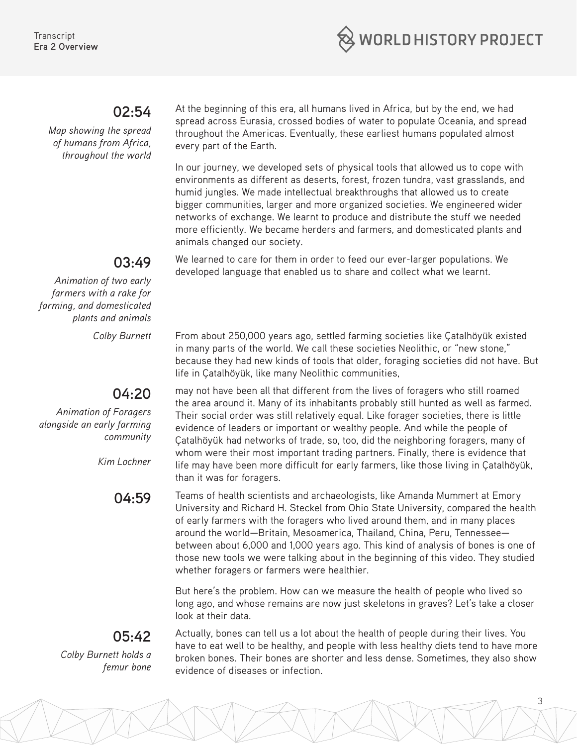**02:54**

*Map showing the spread of humans from Africa, throughout the world*

At the beginning of this era, all humans lived in Africa, but by the end, we had spread across Eurasia, crossed bodies of water to populate Oceania, and spread throughout the Americas. Eventually, these earliest humans populated almost every part of the Earth.

In our journey, we developed sets of physical tools that allowed us to cope with environments as different as deserts, forest, frozen tundra, vast grasslands, and humid jungles. We made intellectual breakthroughs that allowed us to create bigger communities, larger and more organized societies. We engineered wider networks of exchange. We learnt to produce and distribute the stuff we needed more efficiently. We became herders and farmers, and domesticated plants and animals changed our society.

**03:49**

*Animation of two early farmers with a rake for farming, and domesticated plants and animals*

We learned to care for them in order to feed our ever-larger populations. We developed language that enabled us to share and collect what we learnt.

*Colby Burnett*

From about 250,000 years ago, settled farming societies like Çatalhöyük existed in many parts of the world. We call these societies Neolithic, or "new stone," because they had new kinds of tools that older, foraging societies did not have. But life in Çatalhöyük, like many Neolithic communities,

**04:20**

*Animation of Foragers alongside an early farming community*

*Kim Lochner*

may not have been all that different from the lives of foragers who still roamed the area around it. Many of its inhabitants probably still hunted as well as farmed. Their social order was still relatively equal. Like forager societies, there is little evidence of leaders or important or wealthy people. And while the people of Çatalhöyük had networks of trade, so, too, did the neighboring foragers, many of whom were their most important trading partners. Finally, there is evidence that life may have been more difficult for early farmers, like those living in Çatalhöyük, than it was for foragers.

**04:59**

Teams of health scientists and archaeologists, like Amanda Mummert at Emory University and Richard H. Steckel from Ohio State University, compared the health of early farmers with the foragers who lived around them, and in many places around the world—Britain, Mesoamerica, Thailand, China, Peru, Tennessee—between about 6,000 and 1,000 years ago. This kind of analysis of bones is one of those new tools we were talking about in the beginning of this video. They studied whether foragers or farmers were healthier.

But here's the problem. How can we measure the health of people who lived so long ago, and whose remains are now just skeletons in graves? Let's take a closer look at their data.

**05:42**

*Colby Burnett holds a femur bone*

Actually, bones can tell us a lot about the health of people during their lives. You have to eat well to be healthy, and people with less healthy diets tend to have more broken bones. Their bones are shorter and less dense. Sometimes, they also show evidence of diseases or infection.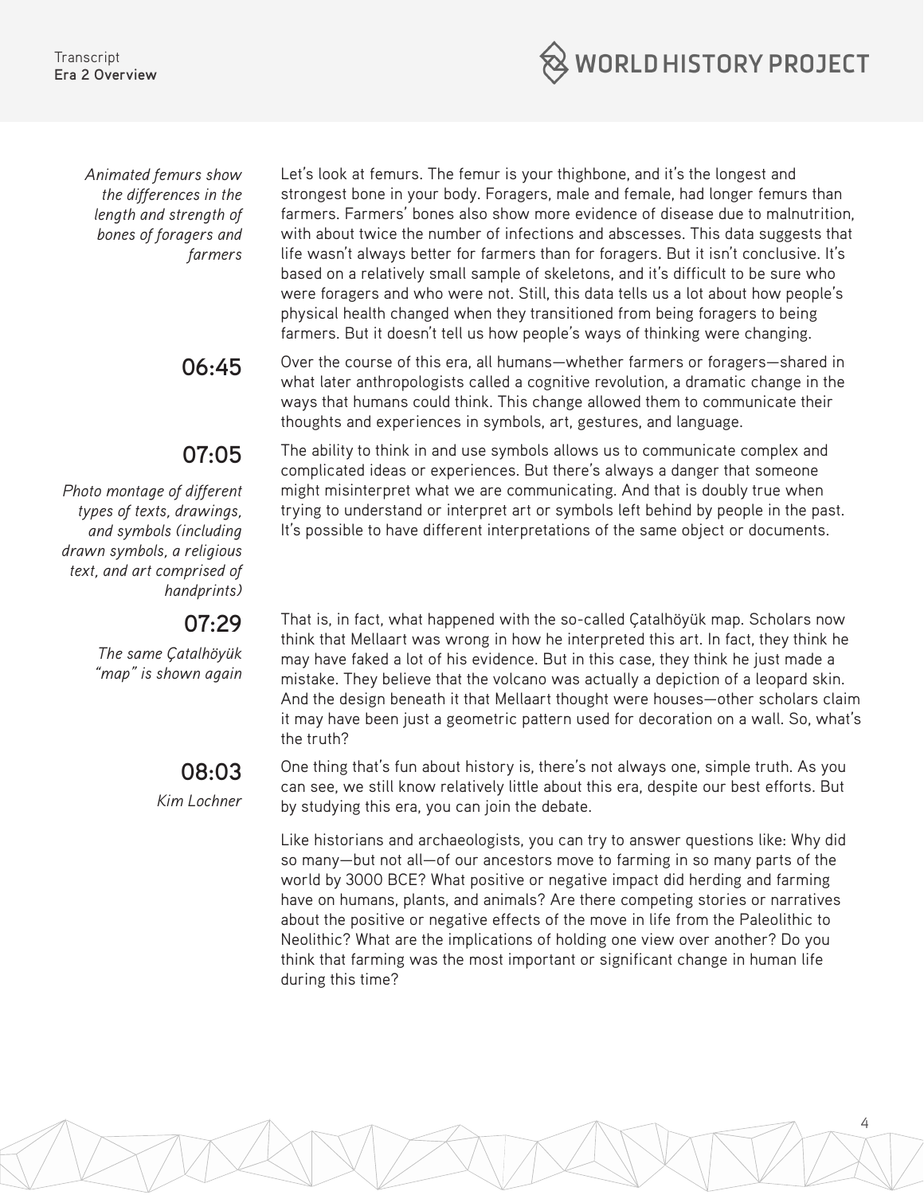*Animated femurs show the differences in the length and strength of bones of foragers and farmers*

Let's look at femurs. The femur is your thighbone, and it's the longest and strongest bone in your body. Foragers, male and female, had longer femurs than farmers. Farmers' bones also show more evidence of disease due to malnutrition, with about twice the number of infections and abscesses. This data suggests that life wasn't always better for farmers than for foragers. But it isn't conclusive. It's based on a relatively small sample of skeletons, and it's difficult to be sure who were foragers and who were not. Still, this data tells us a lot about how people's physical health changed when they transitioned from being foragers to being farmers. But it doesn't tell us how people's ways of thinking were changing.

**06:45**

Over the course of this era, all humans—whether farmers or foragers—shared in what later anthropologists called a cognitive revolution, a dramatic change in the ways that humans could think. This change allowed them to communicate their thoughts and experiences in symbols, art, gestures, and language.

**07:05**

*Photo montage of different types of texts, drawings, and symbols (including drawn symbols, a religious text, and art comprised of handprints)*

The ability to think in and use symbols allows us to communicate complex and complicated ideas or experiences. But there's always a danger that someone might misinterpret what we are communicating. And that is doubly true when trying to understand or interpret art or symbols left behind by people in the past. It's possible to have different interpretations of the same object or documents.

**07:29**

*The same Çatalhöyük "map" is shown again*

That is, in fact, what happened with the so-called Çatalhöyük map. Scholars now think that Mellaart was wrong in how he interpreted this art. In fact, they think he may have faked a lot of his evidence. But in this case, they think he just made a mistake. They believe that the volcano was actually a depiction of a leopard skin. And the design beneath it that Mellaart thought were houses—other scholars claim it may have been just a geometric pattern used for decoration on a wall. So, what's the truth?

**08:03**

*Kim Lochner*

One thing that's fun about history is, there's not always one, simple truth. As you can see, we still know relatively little about this era, despite our best efforts. But by studying this era, you can join the debate.

Like historians and archaeologists, you can try to answer questions like: Why did so many—but not all—of our ancestors move to farming in so many parts of the world by 3000 BCE? What positive or negative impact did herding and farming have on humans, plants, and animals? Are there competing stories or narratives about the positive or negative effects of the move in life from the Paleolithic to Neolithic? What are the implications of holding one view over another? Do you think that farming was the most important or significant change in human life during this time?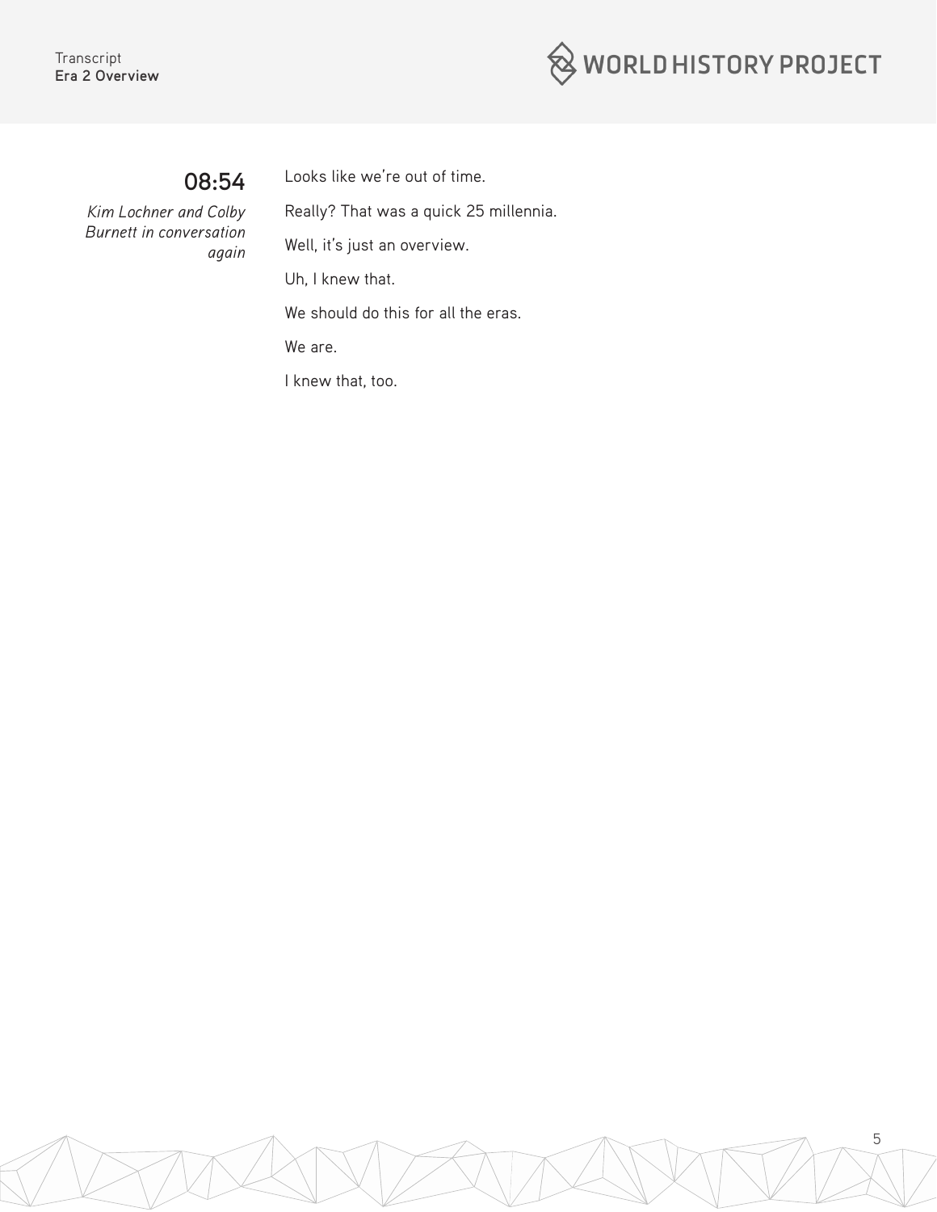**08:54**

*Kim Lochner and Colby Burnett in conversation again*

Looks like we're out of time.

Really? That was a quick 25 millennia.

Well, it's just an overview.

Uh, I knew that.

We should do this for all the eras.

We are.

I knew that, too.